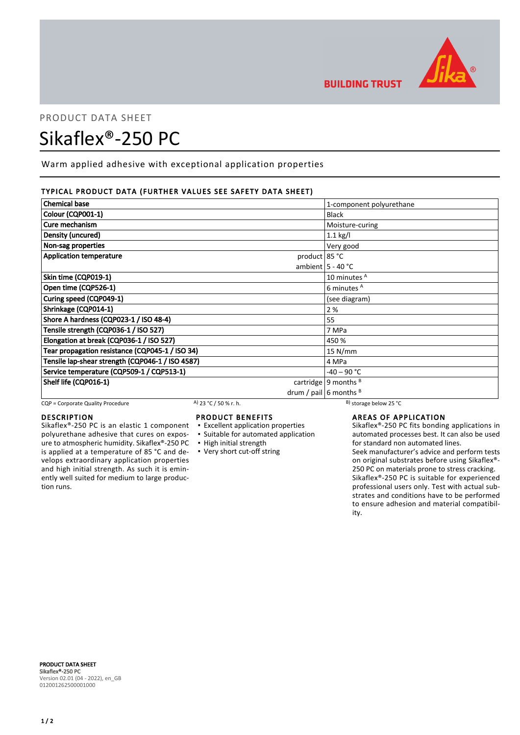BUILDING TRUST

PRODUCT DATA SHEET

# Sikaflex®-250 PC

Warm applied adhesive with exceptional application properties

## TYPICAL PRODUCT DATA (FURTHER VALUES SEE SAFETY DATA SHEET)

| Property | | Value |
|---|---|---|
| Chemical base | | 1-component polyurethane |
| Colour (CQP001-1) | | Black |
| Cure mechanism | | Moisture-curing |
| Density (uncured) | | 1.1 kg/l |
| Non-sag properties | | Very good |
| Application temperature | product | 85 °C |
| | ambient | 5 - 40 °C |
| Skin time (CQP019-1) | | 10 minutes [A] |
| Open time (CQP526-1) | | 6 minutes [A] |
| Curing speed (CQP049-1) | | (see diagram) |
| Shrinkage (CQP014-1) | | 2 % |
| Shore A hardness (CQP023-1 / ISO 48-4) | | 55 |
| Tensile strength (CQP036-1 / ISO 527) | | 7 MPa |
| Elongation at break (CQP036-1 / ISO 527) | | 450 % |
| Tear propagation resistance (CQP045-1 / ISO 34) | | 15 N/mm |
| Tensile lap-shear strength (CQP046-1 / ISO 4587) | | 4 MPa |
| Service temperature (CQP509-1 / CQP513-1) | | -40 – 90 °C |
| Shelf life (CQP016-1) | cartridge | 9 months [B] |
| | drum / pail | 6 months [B] |

CQP = Corporate Quality Procedure    A) 23 °C / 50 % r. h.    B) storage below 25 °C

## DESCRIPTION

Sikaflex®-250 PC is an elastic 1 component polyurethane adhesive that cures on exposure to atmospheric humidity. Sikaflex®-250 PC is applied at a temperature of 85 °C and develops extraordinary application properties and high initial strength. As such it is eminently well suited for medium to large production runs.

## PRODUCT BENEFITS

- Excellent application properties
- Suitable for automated application
- High initial strength
- Very short cut-off string

## AREAS OF APPLICATION

Sikaflex®-250 PC fits bonding applications in automated processes best. It can also be used for standard non automated lines.

Seek manufacturer's advice and perform tests on original substrates before using Sikaflex®-250 PC on materials prone to stress cracking.

Sikaflex®-250 PC is suitable for experienced professional users only. Test with actual substrates and conditions have to be performed to ensure adhesion and material compatibility.

**PRODUCT DATA SHEET**
**Sikaflex®-250 PC**
Version 02.01 (04 - 2022), en_GB
012001262500001000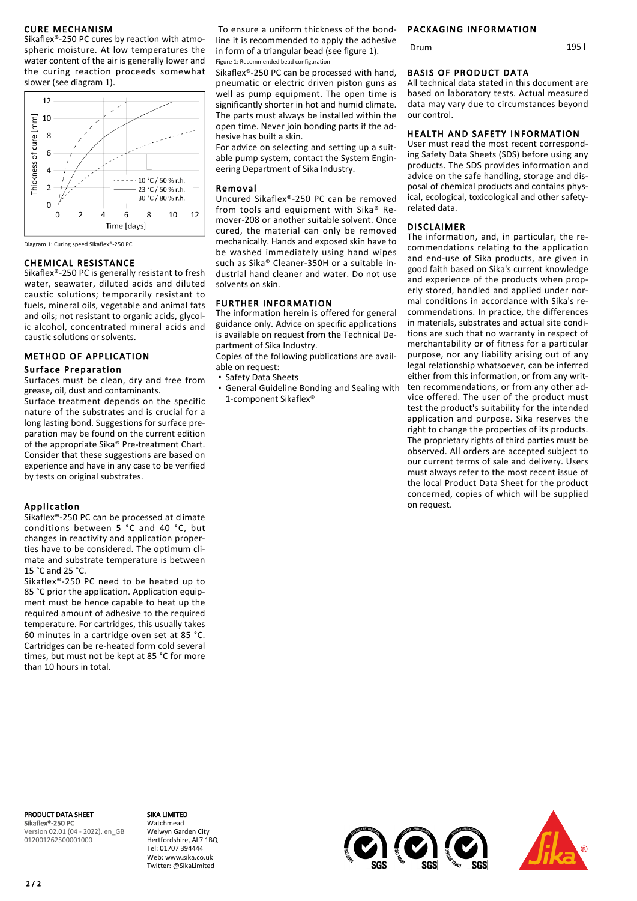## CURE MECHANISM

Sikaflex®-250 PC cures by reaction with atmospheric moisture. At low temperatures the water content of the air is generally lower and the curing reaction proceeds somewhat slower (see diagram 1).

12
10
8
6
4
2
0
Thickness of cure [mm]
0 2 4 6 8 10 12
Time [days]
10 °C / 50 % r.h.
23 °C / 50 % r.h.
30 °C / 80 % r.h.

Diagram 1: Curing speed Sikaflex®-250 PC

## CHEMICAL RESISTANCE

Sikaflex®-250 PC is generally resistant to fresh water, seawater, diluted acids and diluted caustic solutions; temporarily resistant to fuels, mineral oils, vegetable and animal fats and oils; not resistant to organic acids, glycolic alcohol, concentrated mineral acids and caustic solutions or solvents.

## METHOD OF APPLICATION

### Surface Preparation

Surfaces must be clean, dry and free from grease, oil, dust and contaminants.

Surface treatment depends on the specific nature of the substrates and is crucial for a long lasting bond. Suggestions for surface preparation may be found on the current edition of the appropriate Sika® Pre-treatment Chart. Consider that these suggestions are based on experience and have in any case to be verified by tests on original substrates.

### Application

Sikaflex®-250 PC can be processed at climate conditions between 5 °C and 40 °C, but changes in reactivity and application properties have to be considered. The optimum climate and substrate temperature is between 15 °C and 25 °C.

Sikaflex®-250 PC need to be heated up to 85 °C prior the application. Application equipment must be hence capable to heat up the required amount of adhesive to the required temperature. For cartridges, this usually takes 60 minutes in a cartridge oven set at 85 °C. Cartridges can be re-heated form cold several times, but must not be kept at 85 °C for more than 10 hours in total.

To ensure a uniform thickness of the bondline it is recommended to apply the adhesive in form of a triangular bead (see figure 1).

Figure 1: Recommended bead configuration

Sikaflex®-250 PC can be processed with hand, pneumatic or electric driven piston guns as well as pump equipment. The open time is significantly shorter in hot and humid climate. The parts must always be installed within the open time. Never join bonding parts if the adhesive has built a skin.

For advice on selecting and setting up a suitable pump system, contact the System Engineering Department of Sika Industry.

### Removal

Uncured Sikaflex®-250 PC can be removed from tools and equipment with Sika® Remover-208 or another suitable solvent. Once cured, the material can only be removed mechanically. Hands and exposed skin have to be washed immediately using hand wipes such as Sika® Cleaner-350H or a suitable industrial hand cleaner and water. Do not use solvents on skin.

## FURTHER INFORMATION

The information herein is offered for general guidance only. Advice on specific applications is available on request from the Technical Department of Sika Industry.

Copies of the following publications are available on request:

- Safety Data Sheets
- General Guideline Bonding and Sealing with 1-component Sikaflex®

## PACKAGING INFORMATION

| | |
|---|---|
| Drum | 195 l |

## BASIS OF PRODUCT DATA

All technical data stated in this document are based on laboratory tests. Actual measured data may vary due to circumstances beyond our control.

## HEALTH AND SAFETY INFORMATION

User must read the most recent corresponding Safety Data Sheets (SDS) before using any products. The SDS provides information and advice on the safe handling, storage and disposal of chemical products and contains physical, ecological, toxicological and other safety-related data.

## DISCLAIMER

The information, and, in particular, the recommendations relating to the application and end-use of Sika products, are given in good faith based on Sika's current knowledge and experience of the products when properly stored, handled and applied under normal conditions in accordance with Sika's recommendations. In practice, the differences in materials, substrates and actual site conditions are such that no warranty in respect of merchantability or of fitness for a particular purpose, nor any liability arising out of any legal relationship whatsoever, can be inferred either from this information, or from any written recommendations, or from any other advice offered. The user of the product must test the product's suitability for the intended application and purpose. Sika reserves the right to change the properties of its products. The proprietary rights of third parties must be observed. All orders are accepted subject to our current terms of sale and delivery. Users must always refer to the most recent issue of the local Product Data Sheet for the product concerned, copies of which will be supplied on request.

**PRODUCT DATA SHEET**
**Sikaflex®-250 PC**
Version 02.01 (04 - 2022), en_GB
012001262500001000

**SIKA LIMITED**
Watchmead
Welwyn Garden City
Hertfordshire, AL7 1BQ
Tel: 01707 394444
Web: www.sika.co.uk
Twitter: @SikaLimited